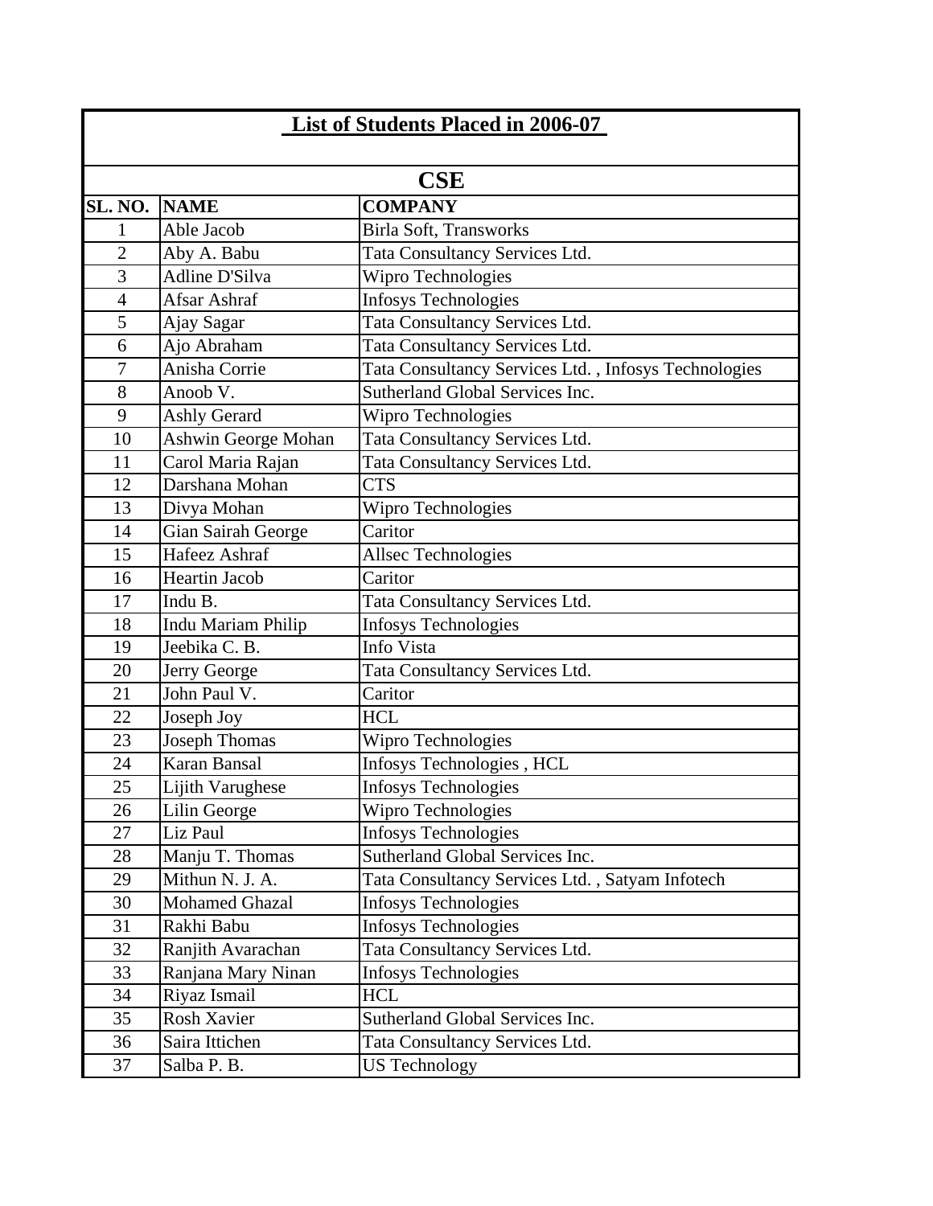# List of Students Placed in 2006-07

## CSE

| SL. NO. | NAME | COMPANY |
|---|---|---|
| 1 | Able Jacob | Birla Soft, Transworks |
| 2 | Aby A. Babu | Tata Consultancy Services Ltd. |
| 3 | Adline D'Silva | Wipro Technologies |
| 4 | Afsar Ashraf | Infosys Technologies |
| 5 | Ajay Sagar | Tata Consultancy Services Ltd. |
| 6 | Ajo Abraham | Tata Consultancy Services Ltd. |
| 7 | Anisha Corrie | Tata Consultancy Services Ltd. , Infosys Technologies |
| 8 | Anoob V. | Sutherland Global Services Inc. |
| 9 | Ashly Gerard | Wipro Technologies |
| 10 | Ashwin George Mohan | Tata Consultancy Services Ltd. |
| 11 | Carol Maria Rajan | Tata Consultancy Services Ltd. |
| 12 | Darshana Mohan | CTS |
| 13 | Divya Mohan | Wipro Technologies |
| 14 | Gian Sairah George | Caritor |
| 15 | Hafeez Ashraf | Allsec Technologies |
| 16 | Heartin Jacob | Caritor |
| 17 | Indu B. | Tata Consultancy Services Ltd. |
| 18 | Indu Mariam Philip | Infosys Technologies |
| 19 | Jeebika C. B. | Info Vista |
| 20 | Jerry George | Tata Consultancy Services Ltd. |
| 21 | John Paul V. | Caritor |
| 22 | Joseph Joy | HCL |
| 23 | Joseph Thomas | Wipro Technologies |
| 24 | Karan Bansal | Infosys Technologies , HCL |
| 25 | Lijith Varughese | Infosys Technologies |
| 26 | Lilin George | Wipro Technologies |
| 27 | Liz Paul | Infosys Technologies |
| 28 | Manju T. Thomas | Sutherland Global Services Inc. |
| 29 | Mithun N. J. A. | Tata Consultancy Services Ltd. , Satyam Infotech |
| 30 | Mohamed Ghazal | Infosys Technologies |
| 31 | Rakhi Babu | Infosys Technologies |
| 32 | Ranjith Avarachan | Tata Consultancy Services Ltd. |
| 33 | Ranjana Mary Ninan | Infosys Technologies |
| 34 | Riyaz Ismail | HCL |
| 35 | Rosh Xavier | Sutherland Global Services Inc. |
| 36 | Saira Ittichen | Tata Consultancy Services Ltd. |
| 37 | Salba P. B. | US Technology |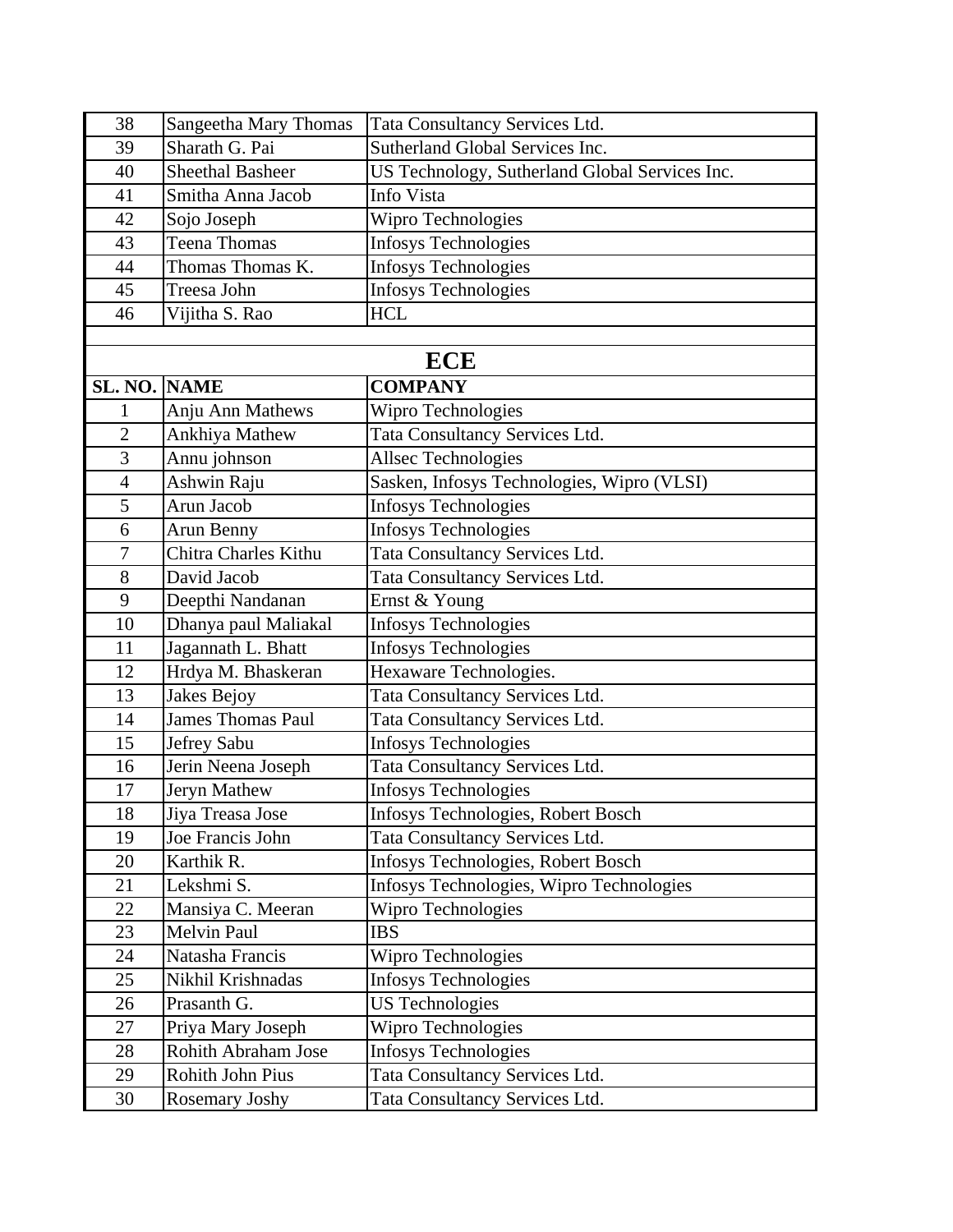| | | |
|---|---|---|
| 38 | Sangeetha Mary Thomas | Tata Consultancy Services Ltd. |
| 39 | Sharath G. Pai | Sutherland Global Services Inc. |
| 40 | Sheethal Basheer | US Technology, Sutherland Global Services Inc. |
| 41 | Smitha Anna Jacob | Info Vista |
| 42 | Sojo Joseph | Wipro Technologies |
| 43 | Teena Thomas | Infosys Technologies |
| 44 | Thomas Thomas K. | Infosys Technologies |
| 45 | Treesa John | Infosys Technologies |
| 46 | Vijitha S. Rao | HCL |

## ECE

| SL. NO. | NAME | COMPANY |
|---|---|---|
| 1 | Anju Ann Mathews | Wipro Technologies |
| 2 | Ankhiya Mathew | Tata Consultancy Services Ltd. |
| 3 | Annu johnson | Allsec Technologies |
| 4 | Ashwin Raju | Sasken, Infosys Technologies, Wipro (VLSI) |
| 5 | Arun Jacob | Infosys Technologies |
| 6 | Arun Benny | Infosys Technologies |
| 7 | Chitra Charles Kithu | Tata Consultancy Services Ltd. |
| 8 | David Jacob | Tata Consultancy Services Ltd. |
| 9 | Deepthi Nandanan | Ernst & Young |
| 10 | Dhanya paul Maliakal | Infosys Technologies |
| 11 | Jagannath L. Bhatt | Infosys Technologies |
| 12 | Hrdya M. Bhaskeran | Hexaware Technologies. |
| 13 | Jakes Bejoy | Tata Consultancy Services Ltd. |
| 14 | James Thomas Paul | Tata Consultancy Services Ltd. |
| 15 | Jefrey Sabu | Infosys Technologies |
| 16 | Jerin Neena Joseph | Tata Consultancy Services Ltd. |
| 17 | Jeryn Mathew | Infosys Technologies |
| 18 | Jiya Treasa Jose | Infosys Technologies, Robert Bosch |
| 19 | Joe Francis John | Tata Consultancy Services Ltd. |
| 20 | Karthik R. | Infosys Technologies, Robert Bosch |
| 21 | Lekshmi S. | Infosys Technologies, Wipro Technologies |
| 22 | Mansiya C. Meeran | Wipro Technologies |
| 23 | Melvin Paul | IBS |
| 24 | Natasha Francis | Wipro Technologies |
| 25 | Nikhil Krishnadas | Infosys Technologies |
| 26 | Prasanth G. | US Technologies |
| 27 | Priya Mary Joseph | Wipro Technologies |
| 28 | Rohith Abraham Jose | Infosys Technologies |
| 29 | Rohith John Pius | Tata Consultancy Services Ltd. |
| 30 | Rosemary Joshy | Tata Consultancy Services Ltd. |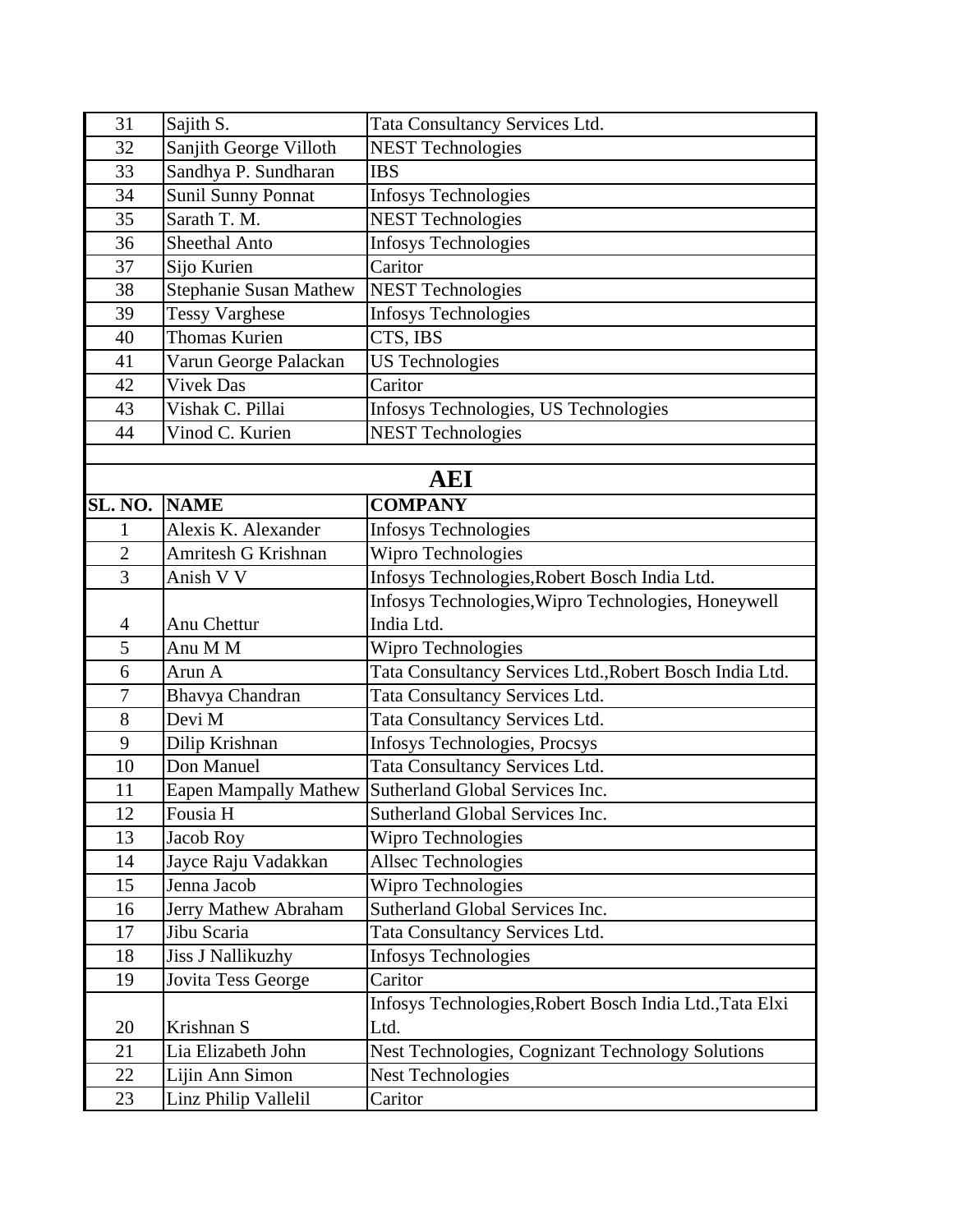| | | |
|---|---|---|
| 31 | Sajith S. | Tata Consultancy Services Ltd. |
| 32 | Sanjith George Villoth | NEST Technologies |
| 33 | Sandhya P. Sundharan | IBS |
| 34 | Sunil Sunny Ponnat | Infosys Technologies |
| 35 | Sarath T. M. | NEST Technologies |
| 36 | Sheethal Anto | Infosys Technologies |
| 37 | Sijo Kurien | Caritor |
| 38 | Stephanie Susan Mathew | NEST Technologies |
| 39 | Tessy Varghese | Infosys Technologies |
| 40 | Thomas Kurien | CTS, IBS |
| 41 | Varun George Palackan | US Technologies |
| 42 | Vivek Das | Caritor |
| 43 | Vishak C. Pillai | Infosys Technologies, US Technologies |
| 44 | Vinod C. Kurien | NEST Technologies |

## AEI

| SL. NO. | NAME | COMPANY |
|---|---|---|
| 1 | Alexis K. Alexander | Infosys Technologies |
| 2 | Amritesh G Krishnan | Wipro Technologies |
| 3 | Anish V V | Infosys Technologies,Robert Bosch India Ltd. |
| 4 | Anu Chettur | Infosys Technologies,Wipro Technologies, Honeywell India Ltd. |
| 5 | Anu M M | Wipro Technologies |
| 6 | Arun A | Tata Consultancy Services Ltd.,Robert Bosch India Ltd. |
| 7 | Bhavya Chandran | Tata Consultancy Services Ltd. |
| 8 | Devi M | Tata Consultancy Services Ltd. |
| 9 | Dilip Krishnan | Infosys Technologies, Procsys |
| 10 | Don Manuel | Tata Consultancy Services Ltd. |
| 11 | Eapen Mampally Mathew | Sutherland Global Services Inc. |
| 12 | Fousia H | Sutherland Global Services Inc. |
| 13 | Jacob Roy | Wipro Technologies |
| 14 | Jayce Raju Vadakkan | Allsec Technologies |
| 15 | Jenna Jacob | Wipro Technologies |
| 16 | Jerry Mathew Abraham | Sutherland Global Services Inc. |
| 17 | Jibu Scaria | Tata Consultancy Services Ltd. |
| 18 | Jiss J Nallikuzhy | Infosys Technologies |
| 19 | Jovita Tess George | Caritor |
| 20 | Krishnan S | Infosys Technologies,Robert Bosch India Ltd.,Tata Elxi Ltd. |
| 21 | Lia Elizabeth John | Nest Technologies, Cognizant Technology Solutions |
| 22 | Lijin Ann Simon | Nest Technologies |
| 23 | Linz Philip Vallelil | Caritor |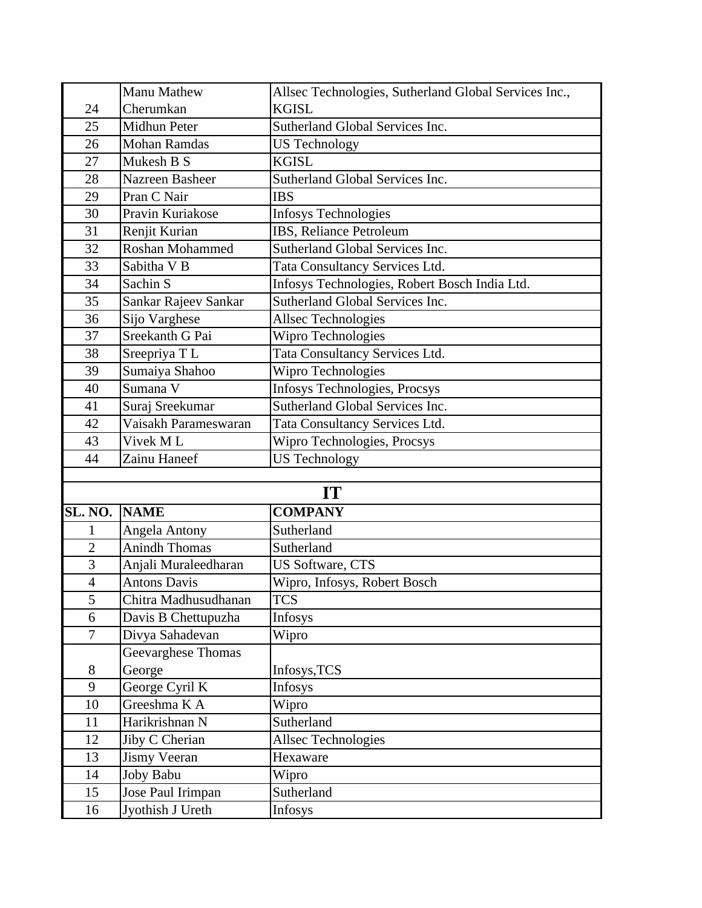| | | |
|---|---|---|
| 24 | Manu Mathew Cherumkan | Allsec Technologies, Sutherland Global Services Inc., KGISL |
| 25 | Midhun Peter | Sutherland Global Services Inc. |
| 26 | Mohan Ramdas | US Technology |
| 27 | Mukesh B S | KGISL |
| 28 | Nazreen Basheer | Sutherland Global Services Inc. |
| 29 | Pran C Nair | IBS |
| 30 | Pravin Kuriakose | Infosys Technologies |
| 31 | Renjit Kurian | IBS, Reliance Petroleum |
| 32 | Roshan Mohammed | Sutherland Global Services Inc. |
| 33 | Sabitha V B | Tata Consultancy Services Ltd. |
| 34 | Sachin S | Infosys Technologies, Robert Bosch India Ltd. |
| 35 | Sankar Rajeev Sankar | Sutherland Global Services Inc. |
| 36 | Sijo Varghese | Allsec Technologies |
| 37 | Sreekanth G Pai | Wipro Technologies |
| 38 | Sreepriya T L | Tata Consultancy Services Ltd. |
| 39 | Sumaiya Shahoo | Wipro Technologies |
| 40 | Sumana V | Infosys Technologies, Procsys |
| 41 | Suraj Sreekumar | Sutherland Global Services Inc. |
| 42 | Vaisakh Parameswaran | Tata Consultancy Services Ltd. |
| 43 | Vivek M L | Wipro Technologies, Procsys |
| 44 | Zainu Haneef | US Technology |

## IT

| SL. NO. | NAME | COMPANY |
|---|---|---|
| 1 | Angela Antony | Sutherland |
| 2 | Anindh Thomas | Sutherland |
| 3 | Anjali Muraleedharan | US Software, CTS |
| 4 | Antons Davis | Wipro, Infosys, Robert Bosch |
| 5 | Chitra Madhusudhanan | TCS |
| 6 | Davis B Chettupuzha | Infosys |
| 7 | Divya Sahadevan | Wipro |
| 8 | Geevarghese Thomas George | Infosys,TCS |
| 9 | George Cyril K | Infosys |
| 10 | Greeshma K A | Wipro |
| 11 | Harikrishnan N | Sutherland |
| 12 | Jiby C Cherian | Allsec Technologies |
| 13 | Jismy Veeran | Hexaware |
| 14 | Joby Babu | Wipro |
| 15 | Jose Paul Irimpan | Sutherland |
| 16 | Jyothish J Ureth | Infosys |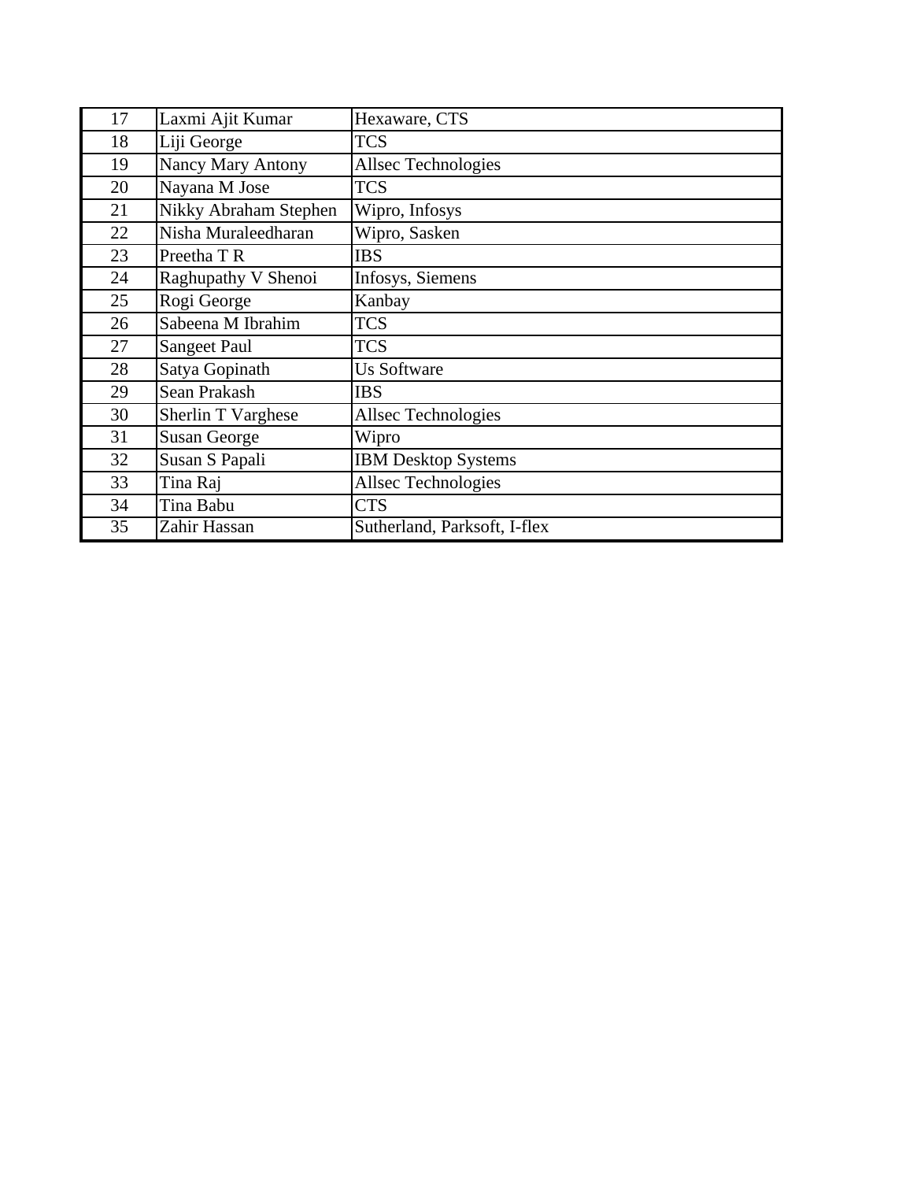| | | |
|---|---|---|
| 17 | Laxmi Ajit Kumar | Hexaware, CTS |
| 18 | Liji George | TCS |
| 19 | Nancy Mary Antony | Allsec Technologies |
| 20 | Nayana M Jose | TCS |
| 21 | Nikky Abraham Stephen | Wipro, Infosys |
| 22 | Nisha Muraleedharan | Wipro, Sasken |
| 23 | Preetha T R | IBS |
| 24 | Raghupathy V Shenoi | Infosys, Siemens |
| 25 | Rogi George | Kanbay |
| 26 | Sabeena M Ibrahim | TCS |
| 27 | Sangeet Paul | TCS |
| 28 | Satya Gopinath | Us Software |
| 29 | Sean Prakash | IBS |
| 30 | Sherlin T Varghese | Allsec Technologies |
| 31 | Susan George | Wipro |
| 32 | Susan S Papali | IBM Desktop Systems |
| 33 | Tina Raj | Allsec Technologies |
| 34 | Tina Babu | CTS |
| 35 | Zahir Hassan | Sutherland, Parksoft, I-flex |